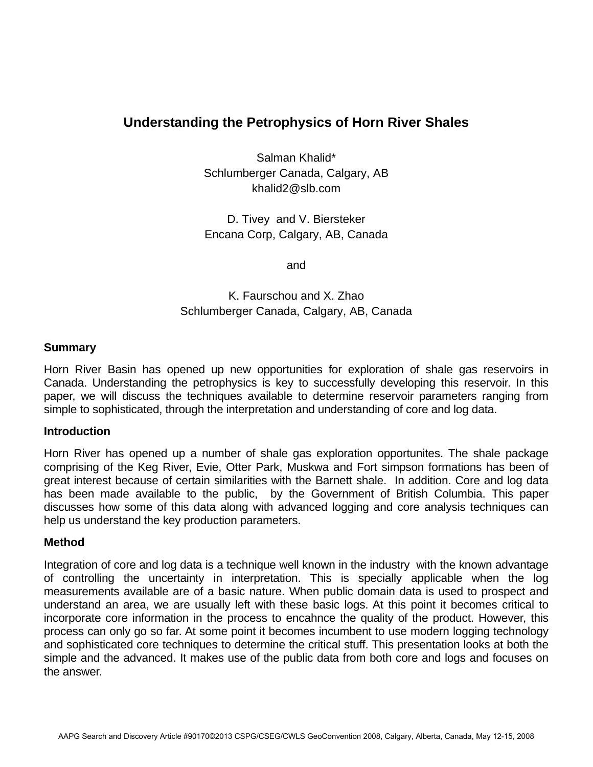# Understanding the Petrophysics of Horn River Shales

Salman Khalid*
Schlumberger Canada, Calgary, AB
khalid2@slb.com

D. Tivey and V. Biersteker
Encana Corp, Calgary, AB, Canada

and

K. Faurschou and X. Zhao
Schlumberger Canada, Calgary, AB, Canada

## Summary

Horn River Basin has opened up new opportunities for exploration of shale gas reservoirs in Canada. Understanding the petrophysics is key to successfully developing this reservoir. In this paper, we will discuss the techniques available to determine reservoir parameters ranging from simple to sophisticated, through the interpretation and understanding of core and log data.

## Introduction

Horn River has opened up a number of shale gas exploration opportunites. The shale package comprising of the Keg River, Evie, Otter Park, Muskwa and Fort simpson formations has been of great interest because of certain similarities with the Barnett shale. In addition. Core and log data has been made available to the public, by the Government of British Columbia. This paper discusses how some of this data along with advanced logging and core analysis techniques can help us understand the key production parameters.

## Method

Integration of core and log data is a technique well known in the industry with the known advantage of controlling the uncertainty in interpretation. This is specially applicable when the log measurements available are of a basic nature. When public domain data is used to prospect and understand an area, we are usually left with these basic logs. At this point it becomes critical to incorporate core information in the process to encahnce the quality of the product. However, this process can only go so far. At some point it becomes incumbent to use modern logging technology and sophisticated core techniques to determine the critical stuff. This presentation looks at both the simple and the advanced. It makes use of the public data from both core and logs and focuses on the answer.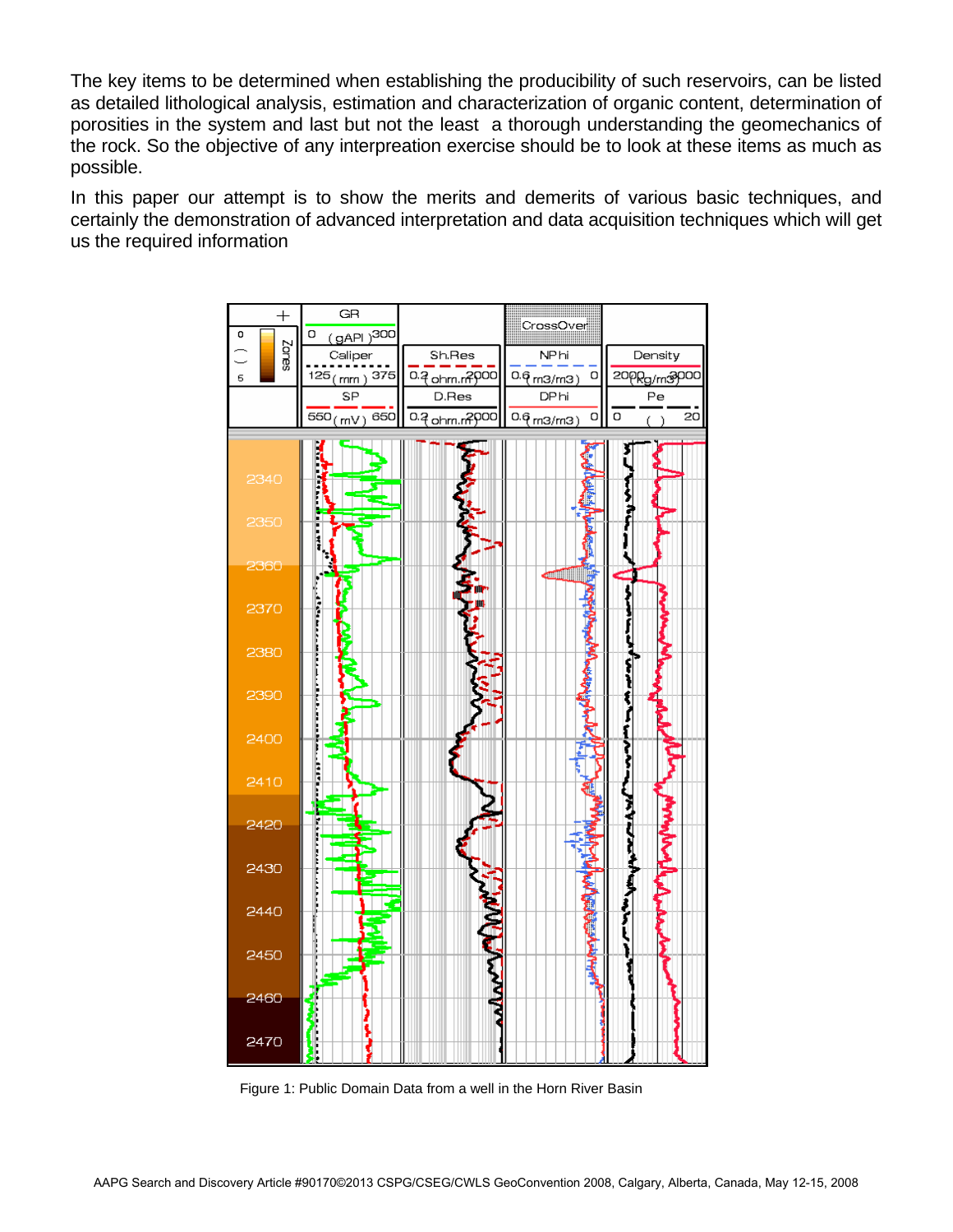The key items to be determined when establishing the producibility of such reservoirs, can be listed as detailed lithological analysis, estimation and characterization of organic content, determination of porosities in the system and last but not the least a thorough understanding the geomechanics of the rock. So the objective of any interpreation exercise should be to look at these items as much as possible.

In this paper our attempt is to show the merits and demerits of various basic techniques, and certainly the demonstration of advanced interpretation and data acquisition techniques which will get us the required information

Figure 1: Public Domain Data from a well in the Horn River Basin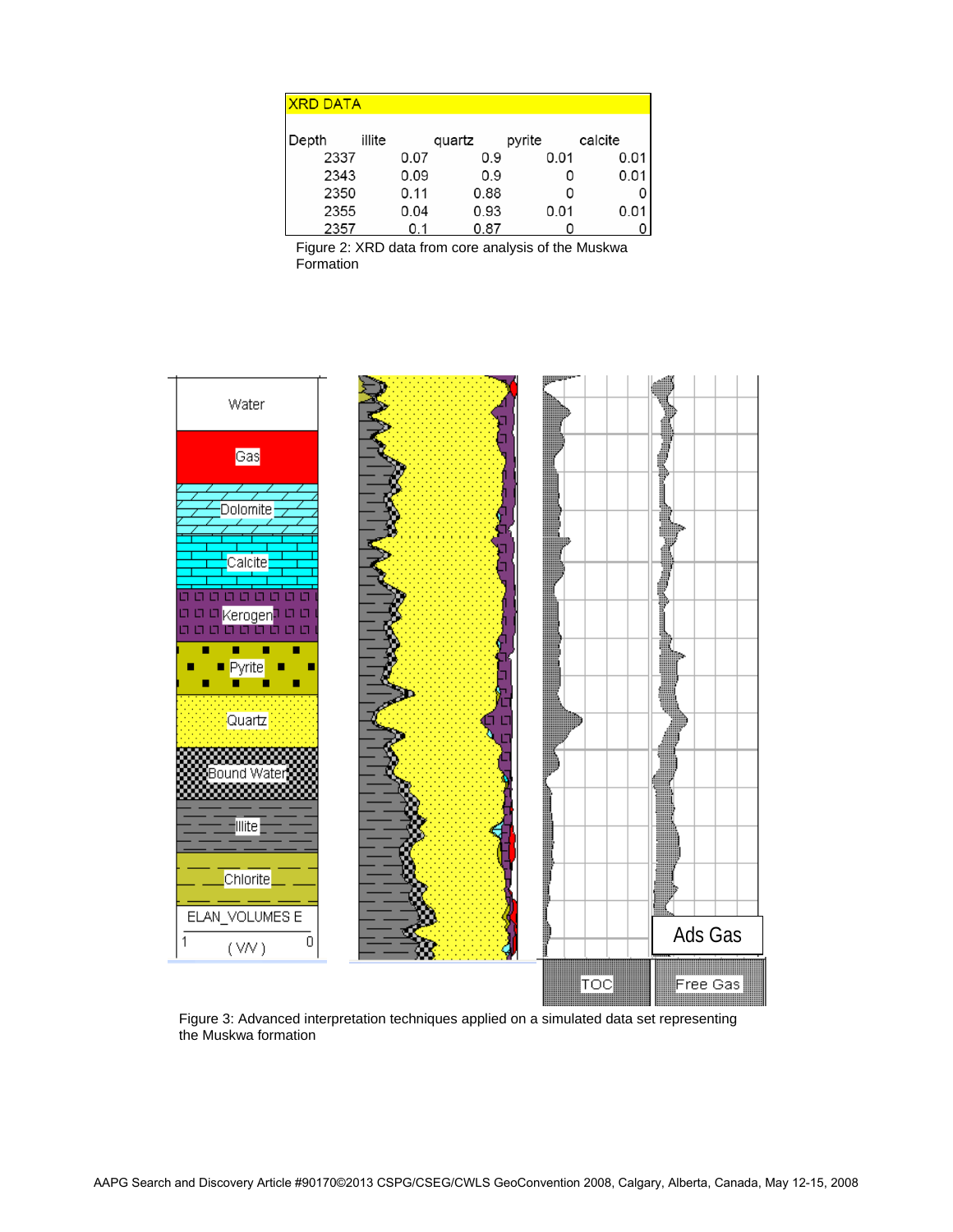| XRD DATA | | | | |
|---|---|---|---|---|
| Depth | illite | quartz | pyrite | calcite |
| 2337 | 0.07 | 0.9 | 0.01 | 0.01 |
| 2343 | 0.09 | 0.9 | 0 | 0.01 |
| 2350 | 0.11 | 0.88 | 0 | 0 |
| 2355 | 0.04 | 0.93 | 0.01 | 0.01 |
| 2357 | 0.1 | 0.87 | 0 | 0 |

Figure 2: XRD data from core analysis of the Muskwa Formation

Water
Gas
Dolomite
Calcite
Kerogen
Pyrite
Quartz
Bound Water
Illite
Chlorite
ELAN_VOLUMES E
1 (V/V) 0

Ads Gas
TOC
Free Gas

Figure 3: Advanced interpretation techniques applied on a simulated data set representing the Muskwa formation